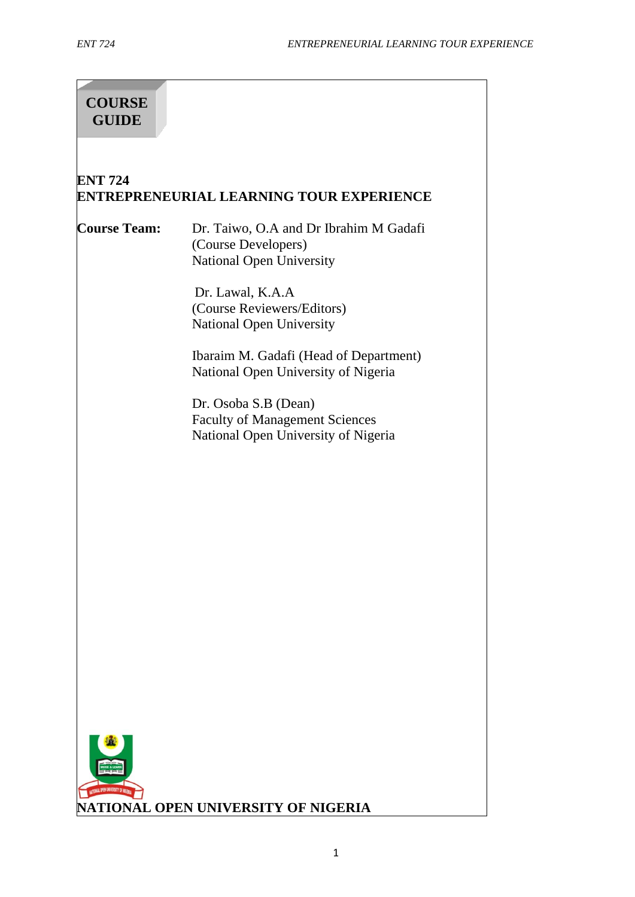# COURSE GUIDE

## ENT 724
## ENTREPRENEURIAL LEARNING TOUR EXPERIENCE

**Course Team:** Dr. Taiwo, O.A and Dr Ibrahim M Gadafi (Course Developers)
National Open University

Dr. Lawal, K.A.A (Course Reviewers/Editors)
National Open University

Ibaraim M. Gadafi (Head of Department)
National Open University of Nigeria

Dr. Osoba S.B (Dean)
Faculty of Management Sciences
National Open University of Nigeria

**NATIONAL OPEN UNIVERSITY OF NIGERIA**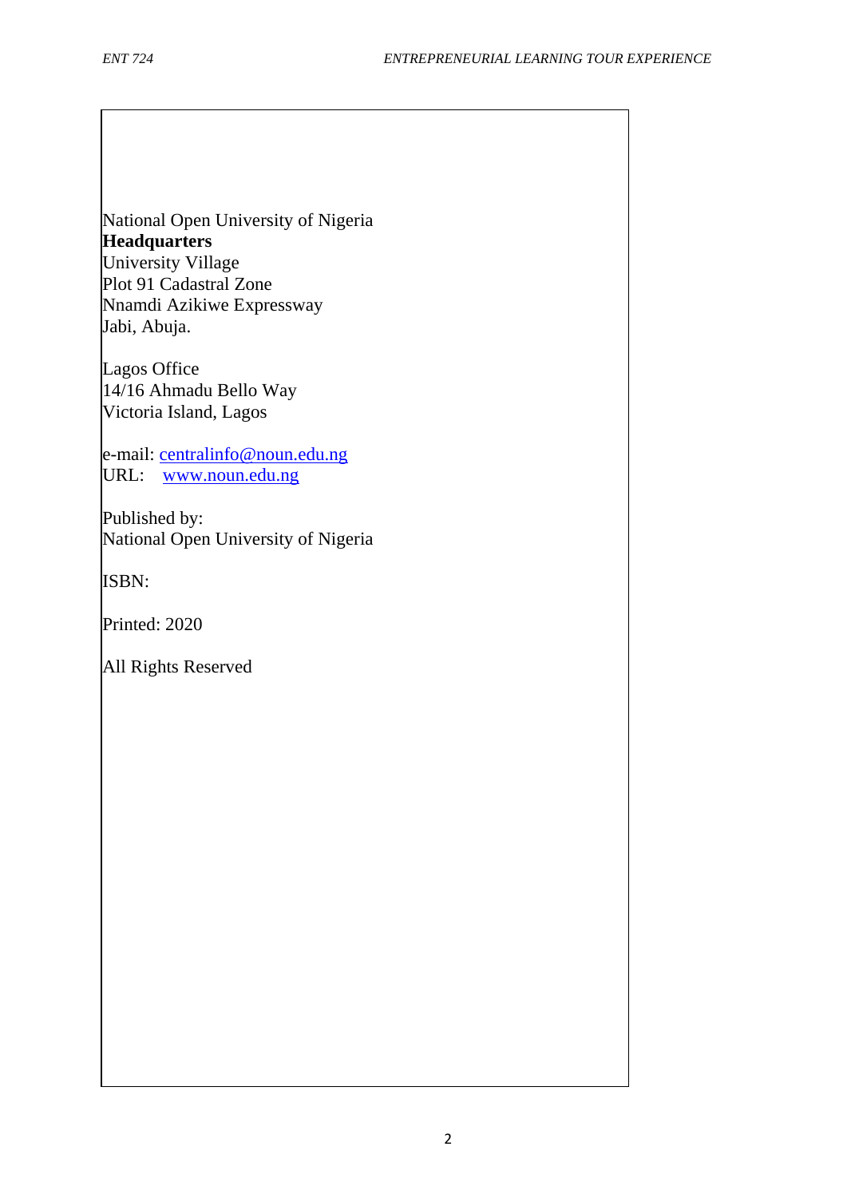National Open University of Nigeria
**Headquarters**
University Village
Plot 91 Cadastral Zone
Nnamdi Azikiwe Expressway
Jabi, Abuja.

Lagos Office
14/16 Ahmadu Bello Way
Victoria Island, Lagos

e-mail: centralinfo@noun.edu.ng
URL: www.noun.edu.ng

Published by:
National Open University of Nigeria

ISBN:

Printed: 2020

All Rights Reserved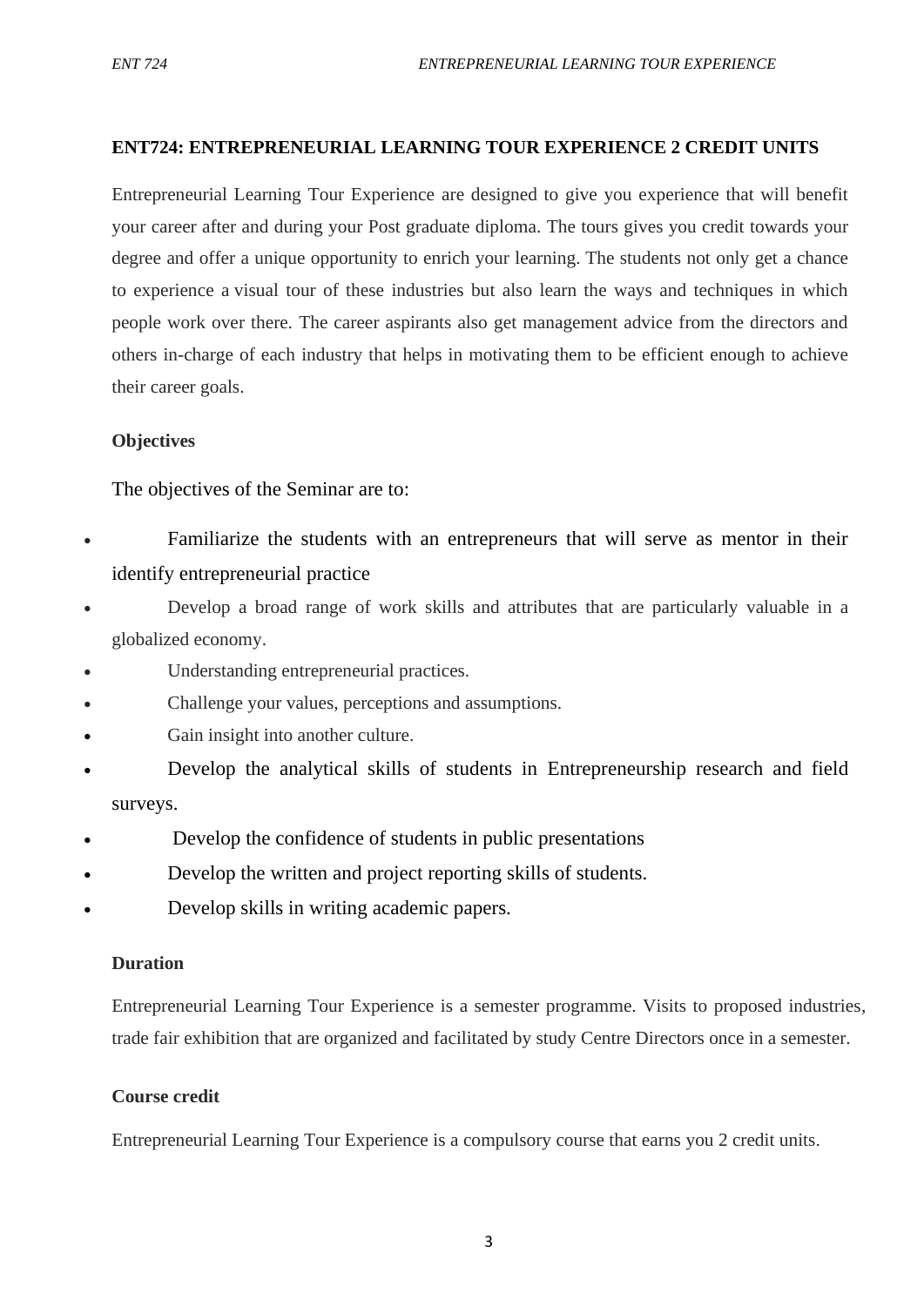**ENT724: ENTREPRENEURIAL LEARNING TOUR EXPERIENCE 2 CREDIT UNITS**

Entrepreneurial Learning Tour Experience are designed to give you experience that will benefit your career after and during your Post graduate diploma. The tours gives you credit towards your degree and offer a unique opportunity to enrich your learning. The students not only get a chance to experience a visual tour of these industries but also learn the ways and techniques in which people work over there. The career aspirants also get management advice from the directors and others in-charge of each industry that helps in motivating them to be efficient enough to achieve their career goals.

**Objectives**

The objectives of the Seminar are to:

- Familiarize the students with an entrepreneurs that will serve as mentor in their identify entrepreneurial practice
- Develop a broad range of work skills and attributes that are particularly valuable in a globalized economy.
- Understanding entrepreneurial practices.
- Challenge your values, perceptions and assumptions.
- Gain insight into another culture.
- Develop the analytical skills of students in Entrepreneurship research and field surveys.
- Develop the confidence of students in public presentations
- Develop the written and project reporting skills of students.
- Develop skills in writing academic papers.

**Duration**

Entrepreneurial Learning Tour Experience is a semester programme. Visits to proposed industries, trade fair exhibition that are organized and facilitated by study Centre Directors once in a semester.

**Course credit**

Entrepreneurial Learning Tour Experience is a compulsory course that earns you 2 credit units.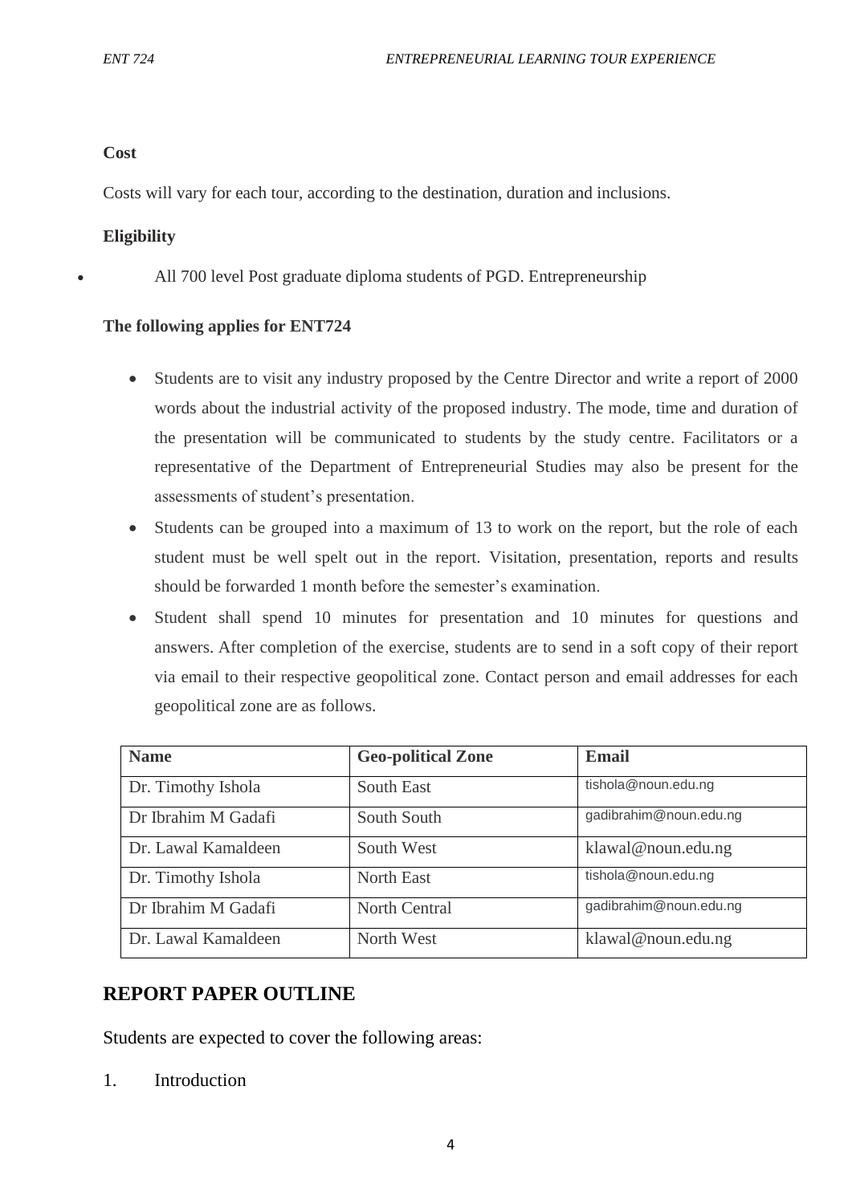**Cost**

Costs will vary for each tour, according to the destination, duration and inclusions.

**Eligibility**

- All 700 level Post graduate diploma students of PGD. Entrepreneurship

**The following applies for ENT724**

- Students are to visit any industry proposed by the Centre Director and write a report of 2000 words about the industrial activity of the proposed industry. The mode, time and duration of the presentation will be communicated to students by the study centre. Facilitators or a representative of the Department of Entrepreneurial Studies may also be present for the assessments of student's presentation.
- Students can be grouped into a maximum of 13 to work on the report, but the role of each student must be well spelt out in the report. Visitation, presentation, reports and results should be forwarded 1 month before the semester's examination.
- Student shall spend 10 minutes for presentation and 10 minutes for questions and answers. After completion of the exercise, students are to send in a soft copy of their report via email to their respective geopolitical zone. Contact person and email addresses for each geopolitical zone are as follows.

| Name | Geo-political Zone | Email |
|---|---|---|
| Dr. Timothy Ishola | South East | tishola@noun.edu.ng |
| Dr Ibrahim M Gadafi | South South | gadibrahim@noun.edu.ng |
| Dr. Lawal Kamaldeen | South West | klawal@noun.edu.ng |
| Dr. Timothy Ishola | North East | tishola@noun.edu.ng |
| Dr Ibrahim M Gadafi | North Central | gadibrahim@noun.edu.ng |
| Dr. Lawal Kamaldeen | North West | klawal@noun.edu.ng |

## REPORT PAPER OUTLINE

Students are expected to cover the following areas:

1. Introduction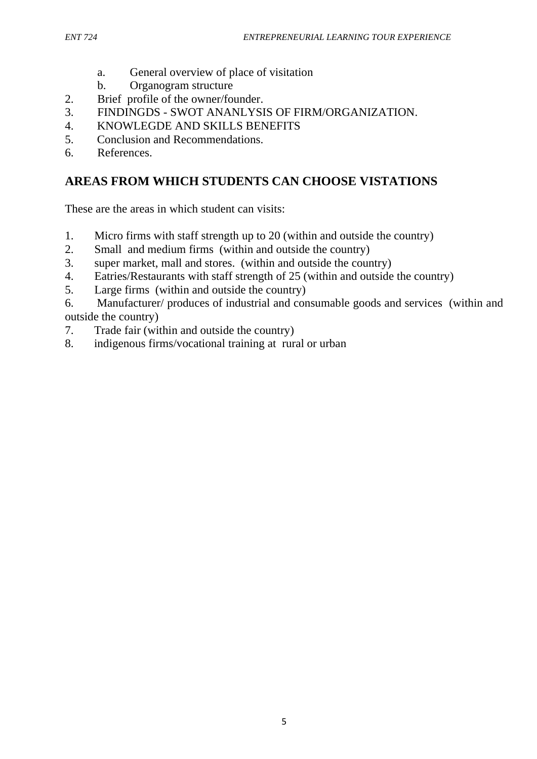a. General overview of place of visitation
   b. Organogram structure
2. Brief profile of the owner/founder.
3. FINDINGDS - SWOT ANANLYSIS OF FIRM/ORGANIZATION.
4. KNOWLEGDE AND SKILLS BENEFITS
5. Conclusion and Recommendations.
6. References.

## AREAS FROM WHICH STUDENTS CAN CHOOSE VISTATIONS

These are the areas in which student can visits:

1. Micro firms with staff strength up to 20 (within and outside the country)
2. Small and medium firms (within and outside the country)
3. super market, mall and stores. (within and outside the country)
4. Eatries/Restaurants with staff strength of 25 (within and outside the country)
5. Large firms (within and outside the country)
6. Manufacturer/ produces of industrial and consumable goods and services (within and outside the country)
7. Trade fair (within and outside the country)
8. indigenous firms/vocational training at rural or urban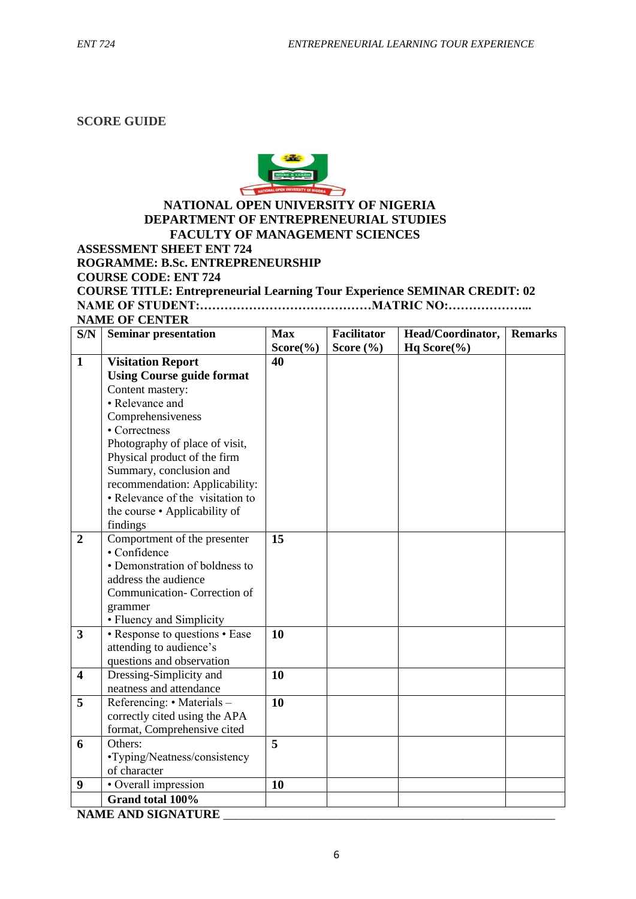**SCORE GUIDE**

**NATIONAL OPEN UNIVERSITY OF NIGERIA**
**DEPARTMENT OF ENTREPRENEURIAL STUDIES**
**FACULTY OF MANAGEMENT SCIENCES**

**ASSESSMENT SHEET ENT 724**
**ROGRAMME: B.Sc. ENTREPRENEURSHIP**
**COURSE CODE: ENT 724**
**COURSE TITLE: Entrepreneurial Learning Tour Experience SEMINAR CREDIT: 02**
**NAME OF STUDENT:……………………………………MATRIC NO:………………...**
**NAME OF CENTER**

| S/N | Seminar presentation | Max Score(%) | Facilitator Score (%) | Head/Coordinator, Hq Score(%) | Remarks |
|---|---|---|---|---|---|
| 1 | **Visitation Report** **Using Course guide format** Content mastery: • Relevance and Comprehensiveness • Correctness Photography of place of visit, Physical product of the firm Summary, conclusion and recommendation: Applicability: • Relevance of the visitation to the course • Applicability of findings | 40 | | | |
| 2 | Comportment of the presenter • Confidence • Demonstration of boldness to address the audience Communication- Correction of grammer • Fluency and Simplicity | 15 | | | |
| 3 | • Response to questions • Ease attending to audience's questions and observation | 10 | | | |
| 4 | Dressing-Simplicity and neatness and attendance | 10 | | | |
| 5 | Referencing: • Materials – correctly cited using the APA format, Comprehensive cited | 10 | | | |
| 6 | Others: •Typing/Neatness/consistency of character | 5 | | | |
| 9 | • Overall impression | 10 | | | |
| | **Grand total 100%** | | | | |

**NAME AND SIGNATURE** \_\_\_\_\_\_\_\_\_\_\_\_\_\_\_\_\_\_\_\_\_\_\_\_\_\_\_\_\_\_\_\_\_\_\_\_\_\_\_\_\_\_\_\_\_\_\_\_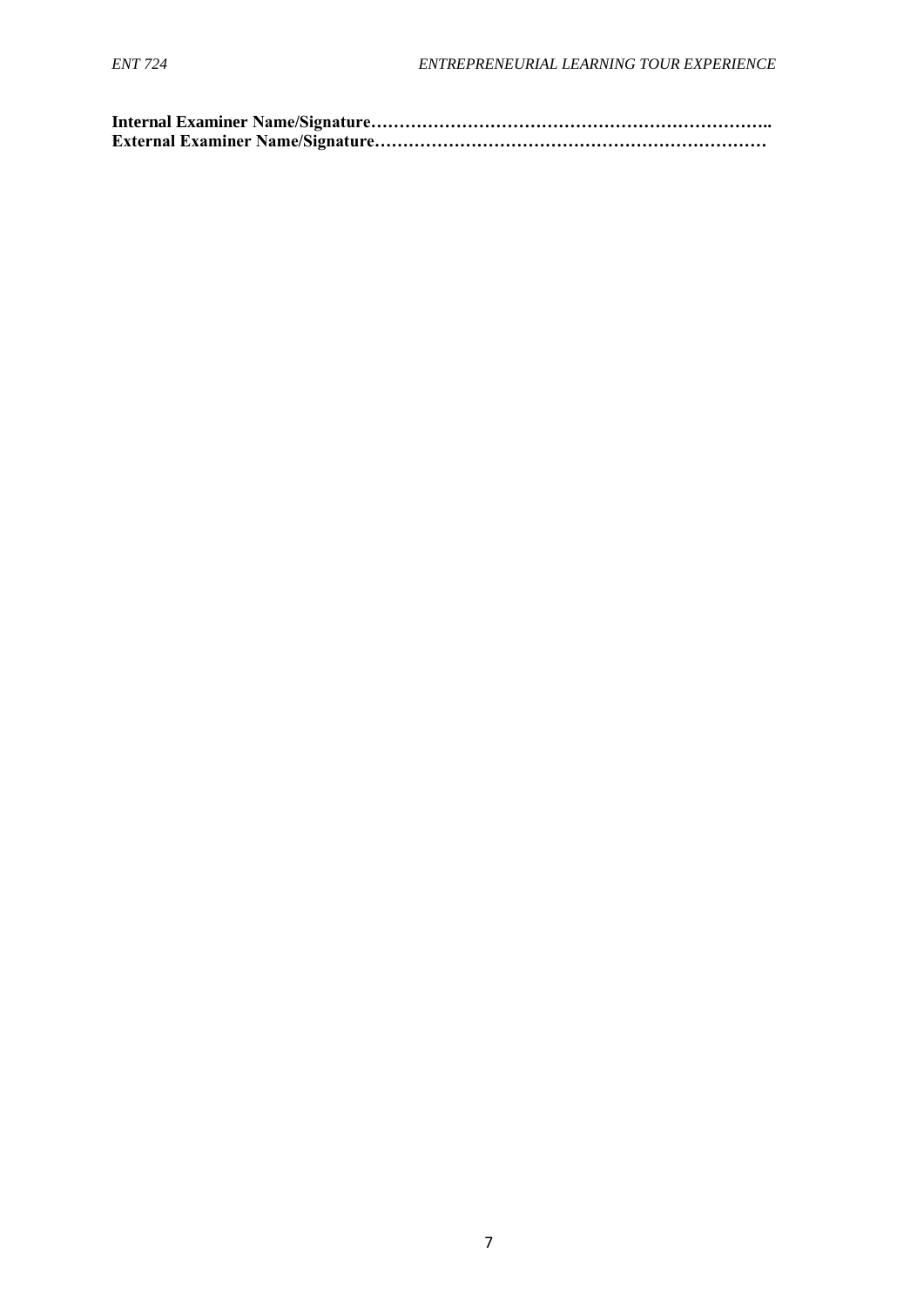**Internal Examiner Name/Signature……………………………………………………………..**
**External Examiner Name/Signature……………………………………………………………**